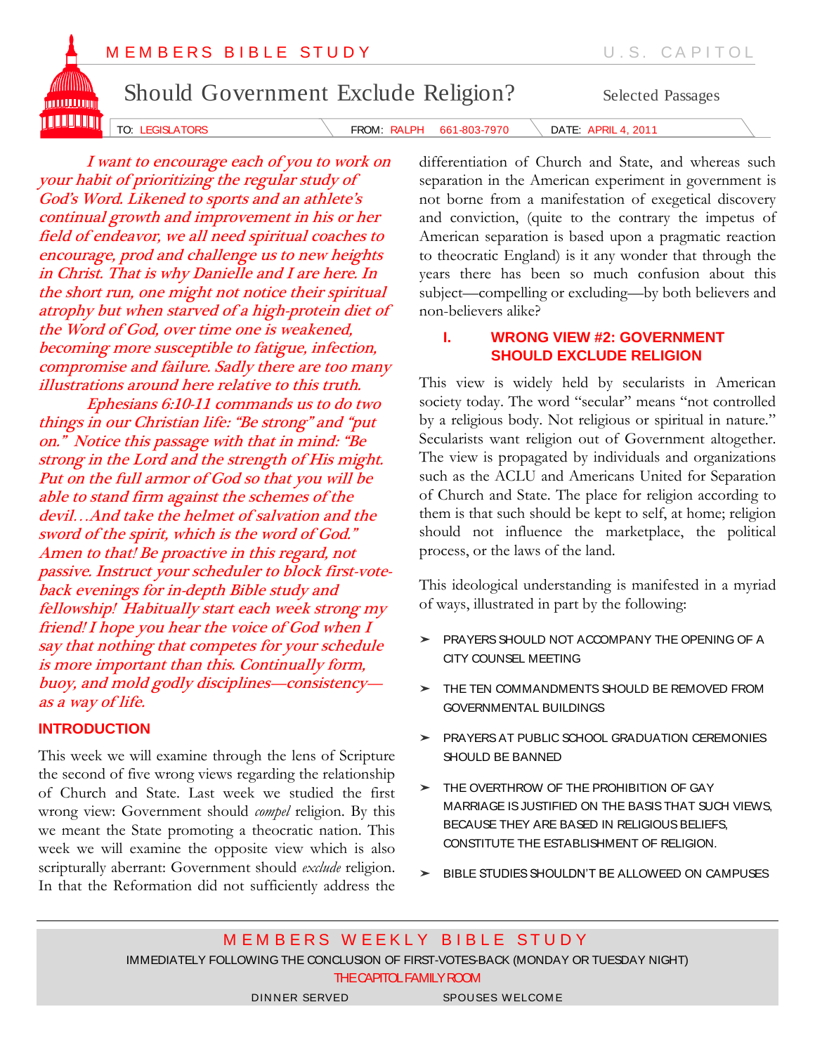MEMBERS BIBLE STUDY — U.S. CAPITOL

# Should Government Exclude Religion?

Selected Passages

TO: LEGISLATORS | FROM: RALPH 661-803-7970 | DATE: APRIL 4, 2011

***I want to encourage each of you to work on your habit of prioritizing the regular study of God's Word. Likened to sports and an athlete's continual growth and improvement in his or her field of endeavor, we all need spiritual coaches to encourage, prod and challenge us to new heights in Christ. That is why Danielle and I are here. In the short run, one might not notice their spiritual atrophy but when starved of a high-protein diet of the Word of God, over time one is weakened, becoming more susceptible to fatigue, infection, compromise and failure. Sadly there are too many illustrations around here relative to this truth.***

***Ephesians 6:10-11 commands us to do two things in our Christian life: "Be strong" and "put on." Notice this passage with that in mind: "Be strong in the Lord and the strength of His might. Put on the full armor of God so that you will be able to stand firm against the schemes of the devil…And take the helmet of salvation and the sword of the spirit, which is the word of God." Amen to that! Be proactive in this regard, not passive. Instruct your scheduler to block first-vote-back evenings for in-depth Bible study and fellowship! Habitually start each week strong my friend! I hope you hear the voice of God when I say that nothing that competes for your schedule is more important than this. Continually form, buoy, and mold godly disciplines—consistency—as a way of life.***

## INTRODUCTION

This week we will examine through the lens of Scripture the second of five wrong views regarding the relationship of Church and State. Last week we studied the first wrong view: Government should *compel* religion. By this we meant the State promoting a theocratic nation. This week we will examine the opposite view which is also scripturally aberrant: Government should *exclude* religion. In that the Reformation did not sufficiently address the differentiation of Church and State, and whereas such separation in the American experiment in government is not borne from a manifestation of exegetical discovery and conviction, (quite to the contrary the impetus of American separation is based upon a pragmatic reaction to theocratic England) is it any wonder that through the years there has been so much confusion about this subject—compelling or excluding—by both believers and non-believers alike?

## I. WRONG VIEW #2: GOVERNMENT SHOULD EXCLUDE RELIGION

This view is widely held by secularists in American society today. The word "secular" means "not controlled by a religious body. Not religious or spiritual in nature." Secularists want religion out of Government altogether. The view is propagated by individuals and organizations such as the ACLU and Americans United for Separation of Church and State. The place for religion according to them is that such should be kept to self, at home; religion should not influence the marketplace, the political process, or the laws of the land.

This ideological understanding is manifested in a myriad of ways, illustrated in part by the following:

- PRAYERS SHOULD NOT ACCOMPANY THE OPENING OF A CITY COUNSEL MEETING
- THE TEN COMMANDMENTS SHOULD BE REMOVED FROM GOVERNMENTAL BUILDINGS
- PRAYERS AT PUBLIC SCHOOL GRADUATION CEREMONIES SHOULD BE BANNED
- THE OVERTHROW OF THE PROHIBITION OF GAY MARRIAGE IS JUSTIFIED ON THE BASIS THAT SUCH VIEWS, BECAUSE THEY ARE BASED IN RELIGIOUS BELIEFS, CONSTITUTE THE ESTABLISHMENT OF RELIGION.
- BIBLE STUDIES SHOULDN'T BE ALLOWEED ON CAMPUSES

MEMBERS WEEKLY BIBLE STUDY

IMMEDIATELY FOLLOWING THE CONCLUSION OF FIRST-VOTES-BACK (MONDAY OR TUESDAY NIGHT)

THE CAPITOL FAMILY ROOM

DINNER SERVED — SPOUSES WELCOME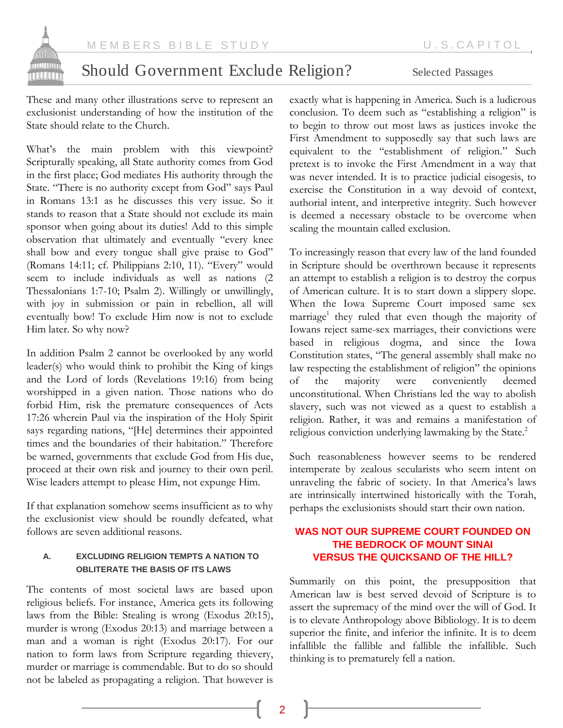These and many other illustrations serve to represent an exclusionist understanding of how the institution of the State should relate to the Church.

What's the main problem with this viewpoint? Scripturally speaking, all State authority comes from God in the first place; God mediates His authority through the State. "There is no authority except from God" says Paul in Romans 13:1 as he discusses this very issue. So it stands to reason that a State should not exclude its main sponsor when going about its duties! Add to this simple observation that ultimately and eventually "every knee shall bow and every tongue shall give praise to God" (Romans 14:11; cf. Philippians 2:10, 11). "Every" would seem to include individuals as well as nations (2 Thessalonians 1:7-10; Psalm 2). Willingly or unwillingly, with joy in submission or pain in rebellion, all will eventually bow! To exclude Him now is not to exclude Him later. So why now?

In addition Psalm 2 cannot be overlooked by any world leader(s) who would think to prohibit the King of kings and the Lord of lords (Revelations 19:16) from being worshipped in a given nation. Those nations who do forbid Him, risk the premature consequences of Acts 17:26 wherein Paul via the inspiration of the Holy Spirit says regarding nations, "[He] determines their appointed times and the boundaries of their habitation." Therefore be warned, governments that exclude God from His due, proceed at their own risk and journey to their own peril. Wise leaders attempt to please Him, not expunge Him.

If that explanation somehow seems insufficient as to why the exclusionist view should be roundly defeated, what follows are seven additional reasons.

### A. EXCLUDING RELIGION TEMPTS A NATION TO OBLITERATE THE BASIS OF ITS LAWS

The contents of most societal laws are based upon religious beliefs. For instance, America gets its following laws from the Bible: Stealing is wrong (Exodus 20:15), murder is wrong (Exodus 20:13) and marriage between a man and a woman is right (Exodus 20:17). For our nation to form laws from Scripture regarding thievery, murder or marriage is commendable. But to do so should not be labeled as propagating a religion. That however is exactly what is happening in America. Such is a ludicrous conclusion. To deem such as "establishing a religion" is to begin to throw out most laws as justices invoke the First Amendment to supposedly say that such laws are equivalent to the "establishment of religion." Such pretext is to invoke the First Amendment in a way that was never intended. It is to practice judicial eisogesis, to exercise the Constitution in a way devoid of context, authorial intent, and interpretive integrity. Such however is deemed a necessary obstacle to be overcome when scaling the mountain called exclusion.

To increasingly reason that every law of the land founded in Scripture should be overthrown because it represents an attempt to establish a religion is to destroy the corpus of American culture. It is to start down a slippery slope. When the Iowa Supreme Court imposed same sex marriage[1] they ruled that even though the majority of Iowans reject same-sex marriages, their convictions were based in religious dogma, and since the Iowa Constitution states, "The general assembly shall make no law respecting the establishment of religion" the opinions of the majority were conveniently deemed unconstitutional. When Christians led the way to abolish slavery, such was not viewed as a quest to establish a religion. Rather, it was and remains a manifestation of religious conviction underlying lawmaking by the State.[2]

Such reasonableness however seems to be rendered intemperate by zealous secularists who seem intent on unraveling the fabric of society. In that America's laws are intrinsically intertwined historically with the Torah, perhaps the exclusionists should start their own nation.

**WAS NOT OUR SUPREME COURT FOUNDED ON THE BEDROCK OF MOUNT SINAI VERSUS THE QUICKSAND OF THE HILL?**

Summarily on this point, the presupposition that American law is best served devoid of Scripture is to assert the supremacy of the mind over the will of God. It is to elevate Anthropology above Bibliology. It is to deem superior the finite, and inferior the infinite. It is to deem infallible the fallible and fallible the infallible. Such thinking is to prematurely fell a nation.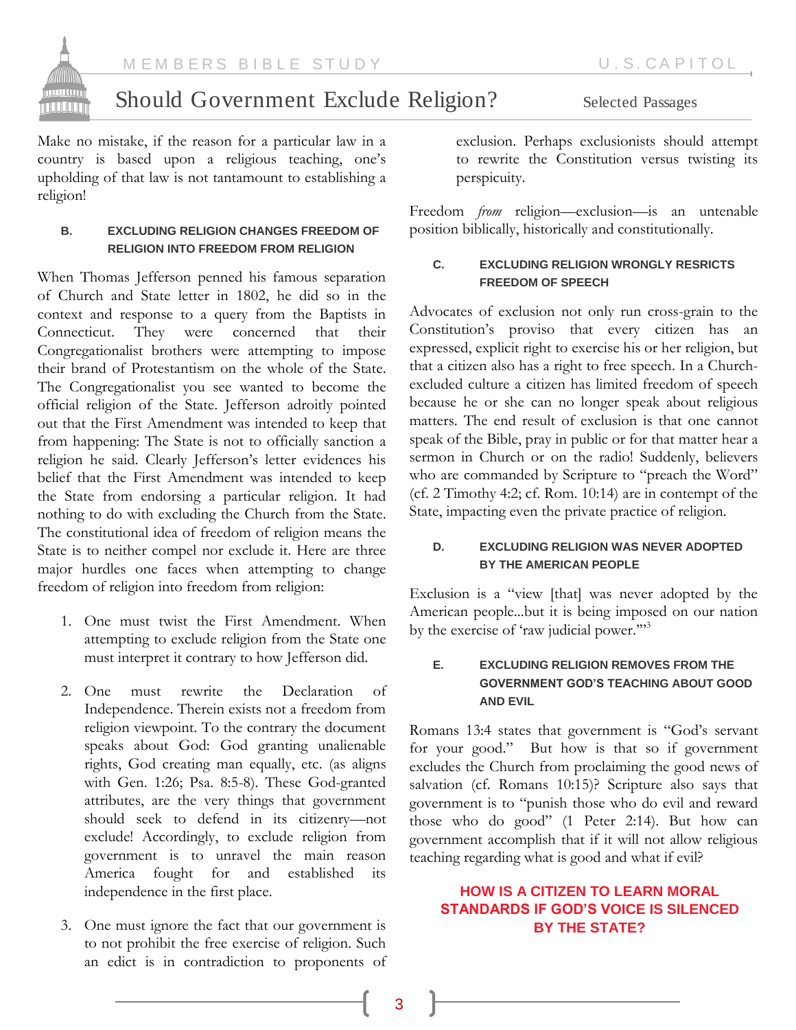Make no mistake, if the reason for a particular law in a country is based upon a religious teaching, one's upholding of that law is not tantamount to establishing a religion!

#### B. EXCLUDING RELIGION CHANGES FREEDOM OF RELIGION INTO FREEDOM FROM RELIGION

When Thomas Jefferson penned his famous separation of Church and State letter in 1802, he did so in the context and response to a query from the Baptists in Connecticut. They were concerned that their Congregationalist brothers were attempting to impose their brand of Protestantism on the whole of the State. The Congregationalist you see wanted to become the official religion of the State. Jefferson adroitly pointed out that the First Amendment was intended to keep that from happening: The State is not to officially sanction a religion he said. Clearly Jefferson's letter evidences his belief that the First Amendment was intended to keep the State from endorsing a particular religion. It had nothing to do with excluding the Church from the State. The constitutional idea of freedom of religion means the State is to neither compel nor exclude it. Here are three major hurdles one faces when attempting to change freedom of religion into freedom from religion:

1. One must twist the First Amendment. When attempting to exclude religion from the State one must interpret it contrary to how Jefferson did.

2. One must rewrite the Declaration of Independence. Therein exists not a freedom from religion viewpoint. To the contrary the document speaks about God: God granting unalienable rights, God creating man equally, etc. (as aligns with Gen. 1:26; Psa. 8:5-8). These God-granted attributes, are the very things that government should seek to defend in its citizenry—not exclude! Accordingly, to exclude religion from government is to unravel the main reason America fought for and established its independence in the first place.

3. One must ignore the fact that our government is to not prohibit the free exercise of religion. Such an edict is in contradiction to proponents of exclusion. Perhaps exclusionists should attempt to rewrite the Constitution versus twisting its perspicuity.

Freedom *from* religion—exclusion—is an untenable position biblically, historically and constitutionally.

#### C. EXCLUDING RELIGION WRONGLY RESRICTS FREEDOM OF SPEECH

Advocates of exclusion not only run cross-grain to the Constitution's proviso that every citizen has an expressed, explicit right to exercise his or her religion, but that a citizen also has a right to free speech. In a Church-excluded culture a citizen has limited freedom of speech because he or she can no longer speak about religious matters. The end result of exclusion is that one cannot speak of the Bible, pray in public or for that matter hear a sermon in Church or on the radio! Suddenly, believers who are commanded by Scripture to "preach the Word" (cf. 2 Timothy 4:2; cf. Rom. 10:14) are in contempt of the State, impacting even the private practice of religion.

#### D. EXCLUDING RELIGION WAS NEVER ADOPTED BY THE AMERICAN PEOPLE

Exclusion is a "view [that] was never adopted by the American people...but it is being imposed on our nation by the exercise of 'raw judicial power.'"[3]

#### E. EXCLUDING RELIGION REMOVES FROM THE GOVERNMENT GOD'S TEACHING ABOUT GOOD AND EVIL

Romans 13:4 states that government is "God's servant for your good." But how is that so if government excludes the Church from proclaiming the good news of salvation (cf. Romans 10:15)? Scripture also says that government is to "punish those who do evil and reward those who do good" (1 Peter 2:14). But how can government accomplish that if it will not allow religious teaching regarding what is good and what if evil?

**HOW IS A CITIZEN TO LEARN MORAL STANDARDS IF GOD'S VOICE IS SILENCED BY THE STATE?**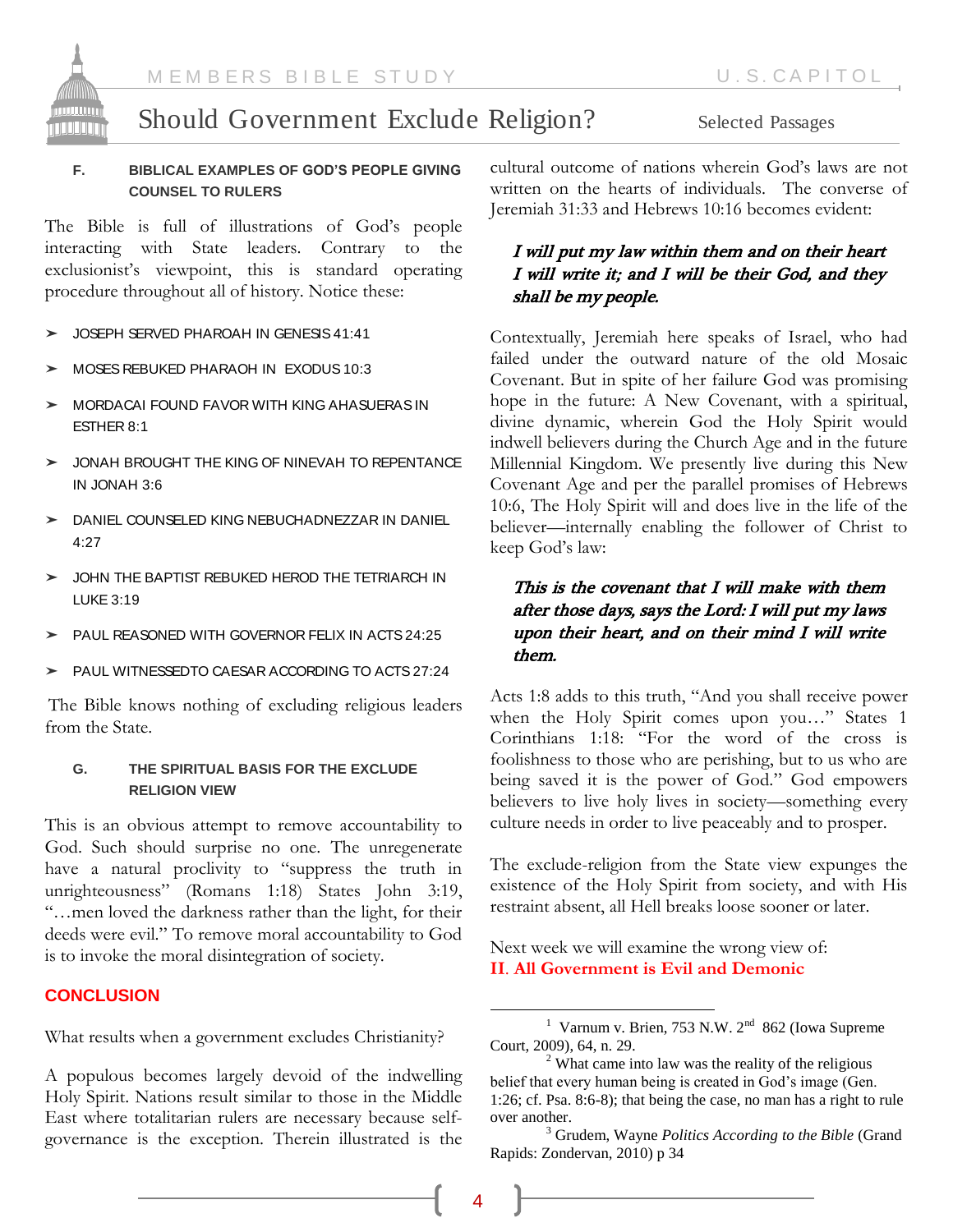### F. BIBLICAL EXAMPLES OF GOD'S PEOPLE GIVING COUNSEL TO RULERS

The Bible is full of illustrations of God's people interacting with State leaders. Contrary to the exclusionist's viewpoint, this is standard operating procedure throughout all of history. Notice these:

- JOSEPH SERVED PHAROAH IN GENESIS 41:41
- MOSES REBUKED PHARAOH IN EXODUS 10:3
- MORDACAI FOUND FAVOR WITH KING AHASUERAS IN ESTHER 8:1
- JONAH BROUGHT THE KING OF NINEVAH TO REPENTANCE IN JONAH 3:6
- DANIEL COUNSELED KING NEBUCHADNEZZAR IN DANIEL 4:27
- JOHN THE BAPTIST REBUKED HEROD THE TETRIARCH IN LUKE 3:19
- PAUL REASONED WITH GOVERNOR FELIX IN ACTS 24:25
- PAUL WITNESSEDTO CAESAR ACCORDING TO ACTS 27:24

The Bible knows nothing of excluding religious leaders from the State.

### G. THE SPIRITUAL BASIS FOR THE EXCLUDE RELIGION VIEW

This is an obvious attempt to remove accountability to God. Such should surprise no one. The unregenerate have a natural proclivity to "suppress the truth in unrighteousness" (Romans 1:18) States John 3:19, "…men loved the darkness rather than the light, for their deeds were evil." To remove moral accountability to God is to invoke the moral disintegration of society.

## CONCLUSION

What results when a government excludes Christianity?

A populous becomes largely devoid of the indwelling Holy Spirit. Nations result similar to those in the Middle East where totalitarian rulers are necessary because self-governance is the exception. Therein illustrated is the cultural outcome of nations wherein God's laws are not written on the hearts of individuals. The converse of Jeremiah 31:33 and Hebrews 10:16 becomes evident:

> ***I will put my law within them and on their heart I will write it; and I will be their God, and they shall be my people.***

Contextually, Jeremiah here speaks of Israel, who had failed under the outward nature of the old Mosaic Covenant. But in spite of her failure God was promising hope in the future: A New Covenant, with a spiritual, divine dynamic, wherein God the Holy Spirit would indwell believers during the Church Age and in the future Millennial Kingdom. We presently live during this New Covenant Age and per the parallel promises of Hebrews 10:6, The Holy Spirit will and does live in the life of the believer—internally enabling the follower of Christ to keep God's law:

> ***This is the covenant that I will make with them after those days, says the Lord: I will put my laws upon their heart, and on their mind I will write them.***

Acts 1:8 adds to this truth, "And you shall receive power when the Holy Spirit comes upon you…" States 1 Corinthians 1:18: "For the word of the cross is foolishness to those who are perishing, but to us who are being saved it is the power of God." God empowers believers to live holy lives in society—something every culture needs in order to live peaceably and to prosper.

The exclude-religion from the State view expunges the existence of the Holy Spirit from society, and with His restraint absent, all Hell breaks loose sooner or later.

Next week we will examine the wrong view of:
**II. All Government is Evil and Demonic**

---

[1] Varnum v. Brien, 753 N.W. 2nd 862 (Iowa Supreme Court, 2009), 64, n. 29.

[2] What came into law was the reality of the religious belief that every human being is created in God's image (Gen. 1:26; cf. Psa. 8:6-8); that being the case, no man has a right to rule over another.

[3] Grudem, Wayne *Politics According to the Bible* (Grand Rapids: Zondervan, 2010) p 34